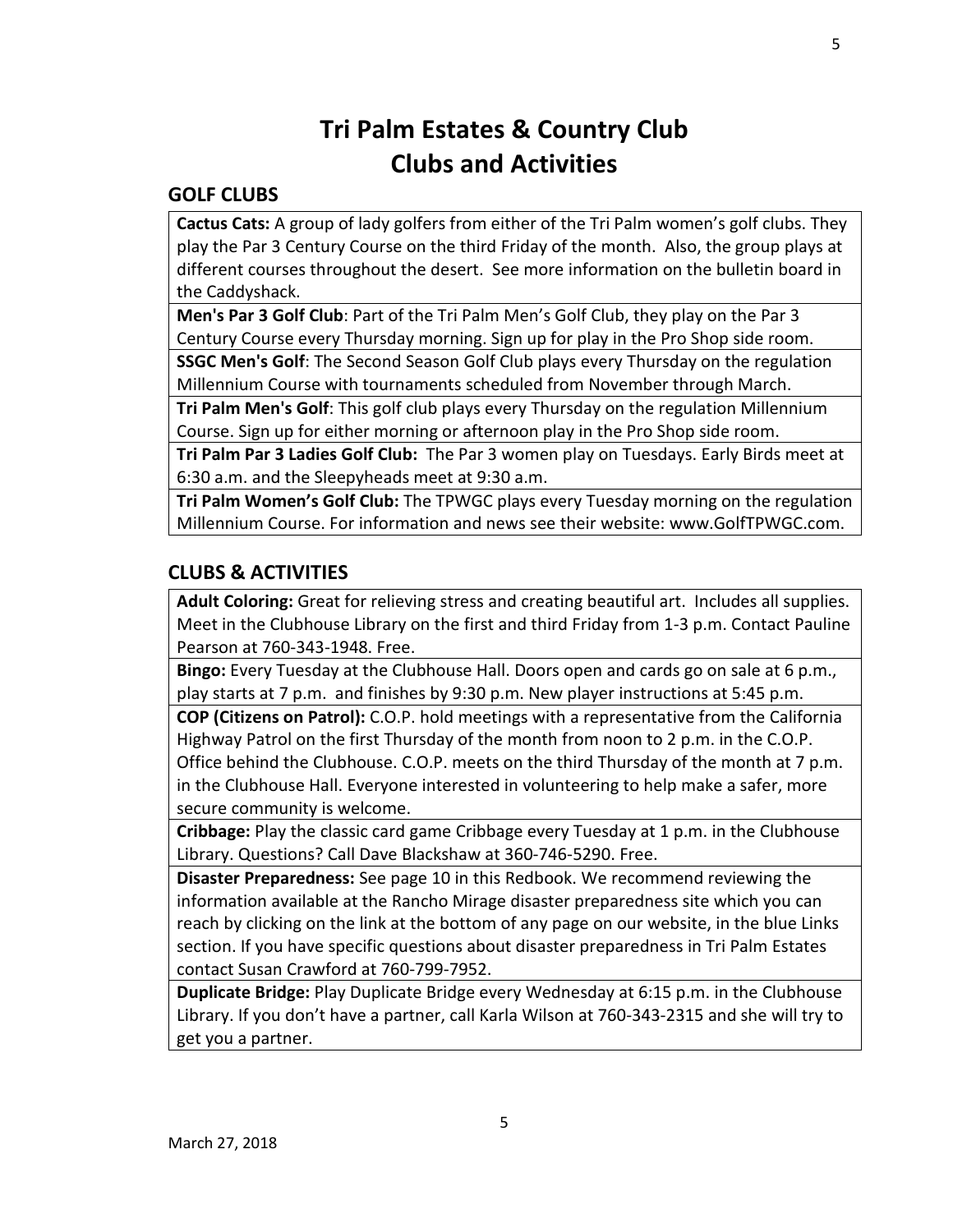# Tri Palm Estates & Country Club
# Clubs and Activities

## GOLF CLUBS

**Cactus Cats:** A group of lady golfers from either of the Tri Palm women's golf clubs. They play the Par 3 Century Course on the third Friday of the month. Also, the group plays at different courses throughout the desert. See more information on the bulletin board in the Caddyshack.

**Men's Par 3 Golf Club**: Part of the Tri Palm Men's Golf Club, they play on the Par 3 Century Course every Thursday morning. Sign up for play in the Pro Shop side room.

**SSGC Men's Golf**: The Second Season Golf Club plays every Thursday on the regulation Millennium Course with tournaments scheduled from November through March.

**Tri Palm Men's Golf**: This golf club plays every Thursday on the regulation Millennium Course. Sign up for either morning or afternoon play in the Pro Shop side room.

**Tri Palm Par 3 Ladies Golf Club:** The Par 3 women play on Tuesdays. Early Birds meet at 6:30 a.m. and the Sleepyheads meet at 9:30 a.m.

**Tri Palm Women's Golf Club:** The TPWGC plays every Tuesday morning on the regulation Millennium Course. For information and news see their website: www.GolfTPWGC.com.

## CLUBS & ACTIVITIES

**Adult Coloring:** Great for relieving stress and creating beautiful art. Includes all supplies. Meet in the Clubhouse Library on the first and third Friday from 1-3 p.m. Contact Pauline Pearson at 760-343-1948. Free.

**Bingo:** Every Tuesday at the Clubhouse Hall. Doors open and cards go on sale at 6 p.m., play starts at 7 p.m. and finishes by 9:30 p.m. New player instructions at 5:45 p.m.

**COP (Citizens on Patrol):** C.O.P. hold meetings with a representative from the California Highway Patrol on the first Thursday of the month from noon to 2 p.m. in the C.O.P. Office behind the Clubhouse. C.O.P. meets on the third Thursday of the month at 7 p.m. in the Clubhouse Hall. Everyone interested in volunteering to help make a safer, more secure community is welcome.

**Cribbage:** Play the classic card game Cribbage every Tuesday at 1 p.m. in the Clubhouse Library. Questions? Call Dave Blackshaw at 360-746-5290. Free.

**Disaster Preparedness:** See page 10 in this Redbook. We recommend reviewing the information available at the Rancho Mirage disaster preparedness site which you can reach by clicking on the link at the bottom of any page on our website, in the blue Links section. If you have specific questions about disaster preparedness in Tri Palm Estates contact Susan Crawford at 760-799-7952.

**Duplicate Bridge:** Play Duplicate Bridge every Wednesday at 6:15 p.m. in the Clubhouse Library. If you don't have a partner, call Karla Wilson at 760-343-2315 and she will try to get you a partner.

March 27, 2018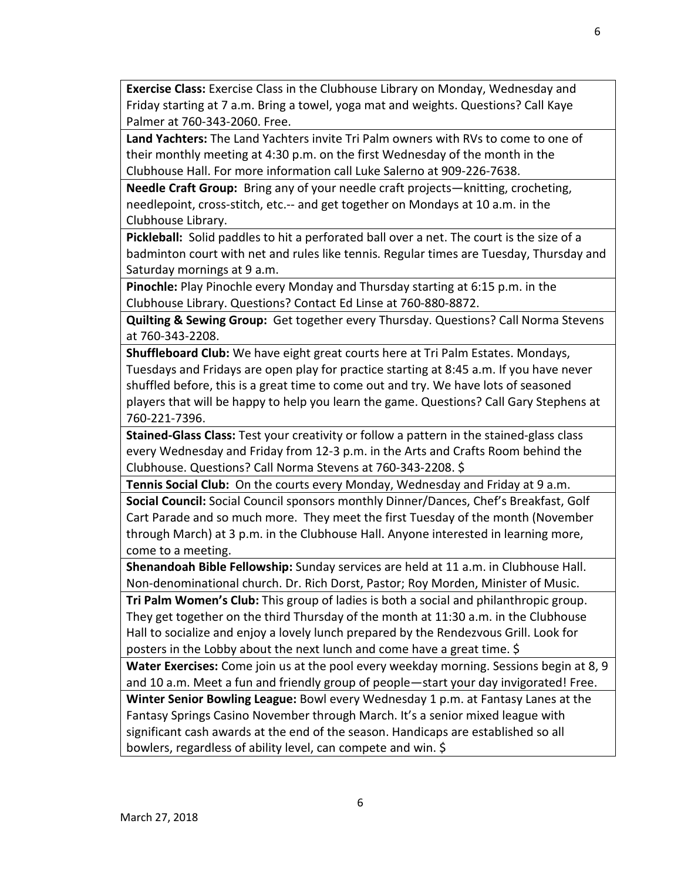**Exercise Class:** Exercise Class in the Clubhouse Library on Monday, Wednesday and Friday starting at 7 a.m. Bring a towel, yoga mat and weights. Questions? Call Kaye Palmer at 760-343-2060. Free.

**Land Yachters:** The Land Yachters invite Tri Palm owners with RVs to come to one of their monthly meeting at 4:30 p.m. on the first Wednesday of the month in the Clubhouse Hall. For more information call Luke Salerno at 909-226-7638.

**Needle Craft Group:** Bring any of your needle craft projects—knitting, crocheting, needlepoint, cross-stitch, etc.-- and get together on Mondays at 10 a.m. in the Clubhouse Library.

**Pickleball:** Solid paddles to hit a perforated ball over a net. The court is the size of a badminton court with net and rules like tennis. Regular times are Tuesday, Thursday and Saturday mornings at 9 a.m.

**Pinochle:** Play Pinochle every Monday and Thursday starting at 6:15 p.m. in the Clubhouse Library. Questions? Contact Ed Linse at 760-880-8872.

**Quilting & Sewing Group:** Get together every Thursday. Questions? Call Norma Stevens at 760-343-2208.

**Shuffleboard Club:** We have eight great courts here at Tri Palm Estates. Mondays, Tuesdays and Fridays are open play for practice starting at 8:45 a.m. If you have never shuffled before, this is a great time to come out and try. We have lots of seasoned players that will be happy to help you learn the game. Questions? Call Gary Stephens at 760-221-7396.

**Stained-Glass Class:** Test your creativity or follow a pattern in the stained-glass class every Wednesday and Friday from 12-3 p.m. in the Arts and Crafts Room behind the Clubhouse. Questions? Call Norma Stevens at 760-343-2208. $

**Tennis Social Club:** On the courts every Monday, Wednesday and Friday at 9 a.m.

**Social Council:** Social Council sponsors monthly Dinner/Dances, Chef's Breakfast, Golf Cart Parade and so much more. They meet the first Tuesday of the month (November through March) at 3 p.m. in the Clubhouse Hall. Anyone interested in learning more, come to a meeting.

**Shenandoah Bible Fellowship:** Sunday services are held at 11 a.m. in Clubhouse Hall. Non-denominational church. Dr. Rich Dorst, Pastor; Roy Morden, Minister of Music.

**Tri Palm Women's Club:** This group of ladies is both a social and philanthropic group. They get together on the third Thursday of the month at 11:30 a.m. in the Clubhouse Hall to socialize and enjoy a lovely lunch prepared by the Rendezvous Grill. Look for posters in the Lobby about the next lunch and come have a great time. $

**Water Exercises:** Come join us at the pool every weekday morning. Sessions begin at 8, 9 and 10 a.m. Meet a fun and friendly group of people—start your day invigorated! Free.

**Winter Senior Bowling League:** Bowl every Wednesday 1 p.m. at Fantasy Lanes at the Fantasy Springs Casino November through March. It's a senior mixed league with significant cash awards at the end of the season. Handicaps are established so all bowlers, regardless of ability level, can compete and win. $

March 27, 2018